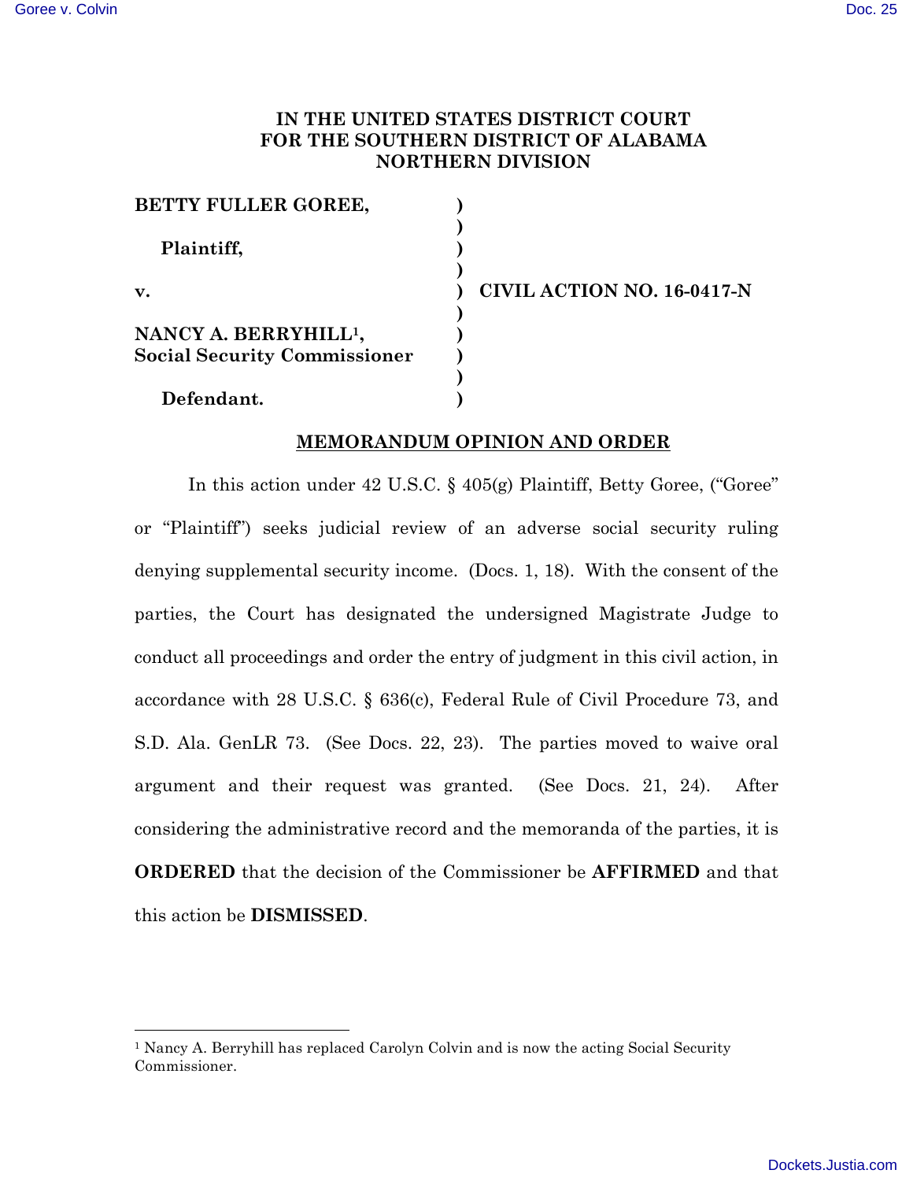**IN THE UNITED STATES DISTRICT COURT**
**FOR THE SOUTHERN DISTRICT OF ALABAMA**
**NORTHERN DIVISION**

| | | |
|---|---|---|
| **BETTY FULLER GOREE,** | ) | |
| | ) | |
| **Plaintiff,** | ) | |
| | ) | |
| **v.** | ) | **CIVIL ACTION NO. 16-0417-N** |
| | ) | |
| **NANCY A. BERRYHILL[1], Social Security Commissioner** | ) | |
| | ) | |
| | ) | |
| **Defendant.** | ) | |

## MEMORANDUM OPINION AND ORDER

In this action under 42 U.S.C. § 405(g) Plaintiff, Betty Goree, ("Goree" or "Plaintiff") seeks judicial review of an adverse social security ruling denying supplemental security income. (Docs. 1, 18). With the consent of the parties, the Court has designated the undersigned Magistrate Judge to conduct all proceedings and order the entry of judgment in this civil action, in accordance with 28 U.S.C. § 636(c), Federal Rule of Civil Procedure 73, and S.D. Ala. GenLR 73. (See Docs. 22, 23). The parties moved to waive oral argument and their request was granted. (See Docs. 21, 24). After considering the administrative record and the memoranda of the parties, it is **ORDERED** that the decision of the Commissioner be **AFFIRMED** and that this action be **DISMISSED**.

---

[1] Nancy A. Berryhill has replaced Carolyn Colvin and is now the acting Social Security Commissioner.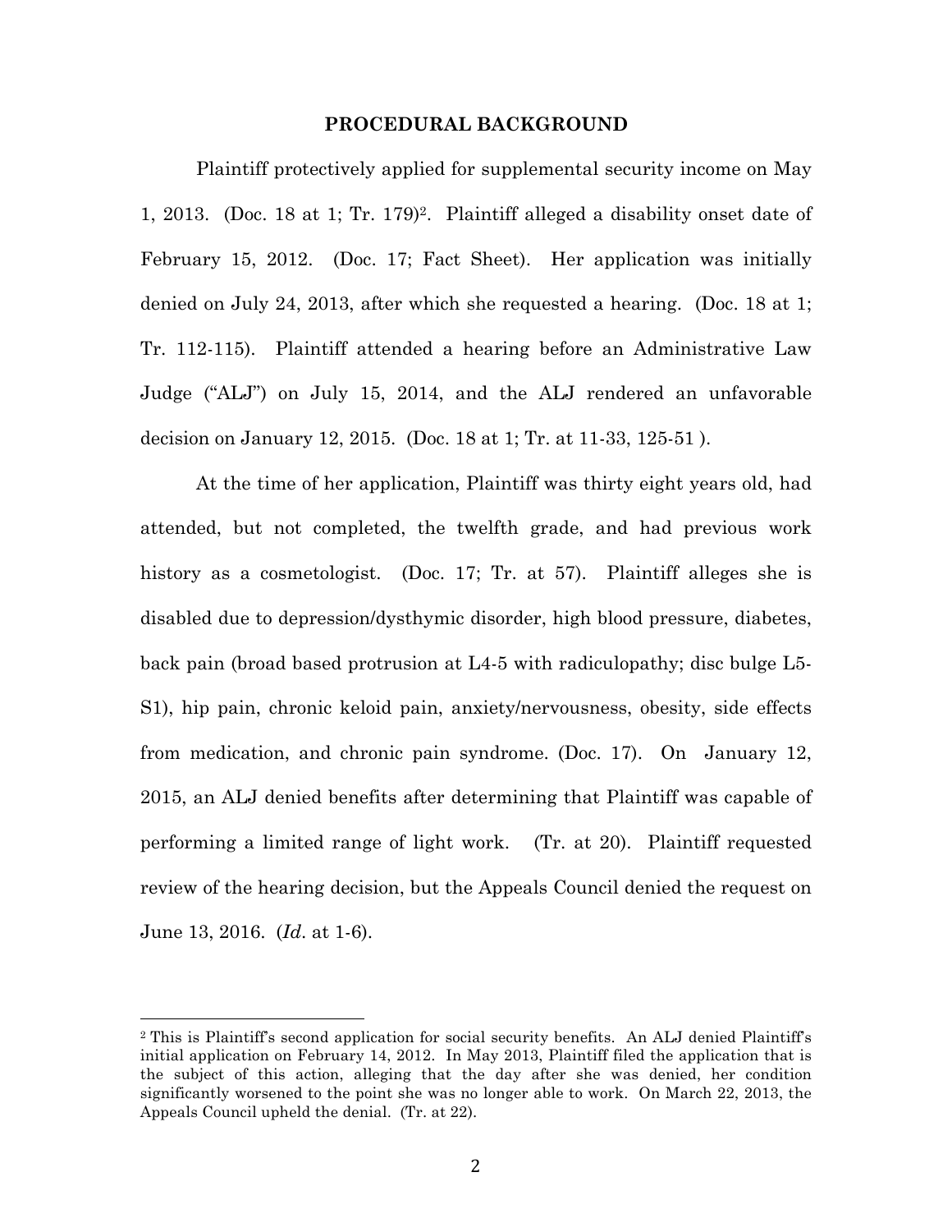## PROCEDURAL BACKGROUND

Plaintiff protectively applied for supplemental security income on May 1, 2013. (Doc. 18 at 1; Tr. 179)[2]. Plaintiff alleged a disability onset date of February 15, 2012. (Doc. 17; Fact Sheet). Her application was initially denied on July 24, 2013, after which she requested a hearing. (Doc. 18 at 1; Tr. 112-115). Plaintiff attended a hearing before an Administrative Law Judge ("ALJ") on July 15, 2014, and the ALJ rendered an unfavorable decision on January 12, 2015. (Doc. 18 at 1; Tr. at 11-33, 125-51 ).

At the time of her application, Plaintiff was thirty eight years old, had attended, but not completed, the twelfth grade, and had previous work history as a cosmetologist. (Doc. 17; Tr. at 57). Plaintiff alleges she is disabled due to depression/dysthymic disorder, high blood pressure, diabetes, back pain (broad based protrusion at L4-5 with radiculopathy; disc bulge L5-S1), hip pain, chronic keloid pain, anxiety/nervousness, obesity, side effects from medication, and chronic pain syndrome. (Doc. 17). On January 12, 2015, an ALJ denied benefits after determining that Plaintiff was capable of performing a limited range of light work. (Tr. at 20). Plaintiff requested review of the hearing decision, but the Appeals Council denied the request on June 13, 2016. (*Id*. at 1-6).

---

[2] This is Plaintiff's second application for social security benefits. An ALJ denied Plaintiff's initial application on February 14, 2012. In May 2013, Plaintiff filed the application that is the subject of this action, alleging that the day after she was denied, her condition significantly worsened to the point she was no longer able to work. On March 22, 2013, the Appeals Council upheld the denial. (Tr. at 22).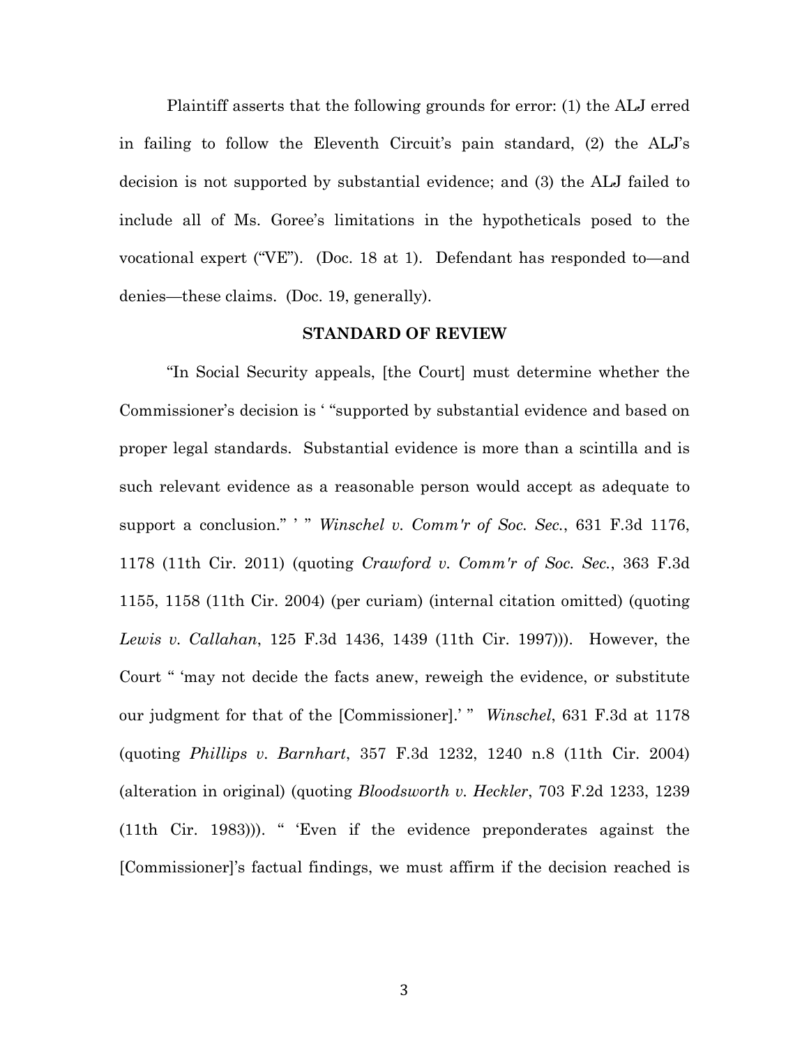Plaintiff asserts that the following grounds for error: (1) the ALJ erred in failing to follow the Eleventh Circuit's pain standard, (2) the ALJ's decision is not supported by substantial evidence; and (3) the ALJ failed to include all of Ms. Goree's limitations in the hypotheticals posed to the vocational expert ("VE"). (Doc. 18 at 1). Defendant has responded to—and denies—these claims. (Doc. 19, generally).

## STANDARD OF REVIEW

"In Social Security appeals, [the Court] must determine whether the Commissioner's decision is ' "supported by substantial evidence and based on proper legal standards. Substantial evidence is more than a scintilla and is such relevant evidence as a reasonable person would accept as adequate to support a conclusion." ' " *Winschel v. Comm'r of Soc. Sec.*, 631 F.3d 1176, 1178 (11th Cir. 2011) (quoting *Crawford v. Comm'r of Soc. Sec.*, 363 F.3d 1155, 1158 (11th Cir. 2004) (per curiam) (internal citation omitted) (quoting *Lewis v. Callahan*, 125 F.3d 1436, 1439 (11th Cir. 1997))). However, the Court " 'may not decide the facts anew, reweigh the evidence, or substitute our judgment for that of the [Commissioner].' " *Winschel*, 631 F.3d at 1178 (quoting *Phillips v. Barnhart*, 357 F.3d 1232, 1240 n.8 (11th Cir. 2004) (alteration in original) (quoting *Bloodsworth v. Heckler*, 703 F.2d 1233, 1239 (11th Cir. 1983))). " 'Even if the evidence preponderates against the [Commissioner]'s factual findings, we must affirm if the decision reached is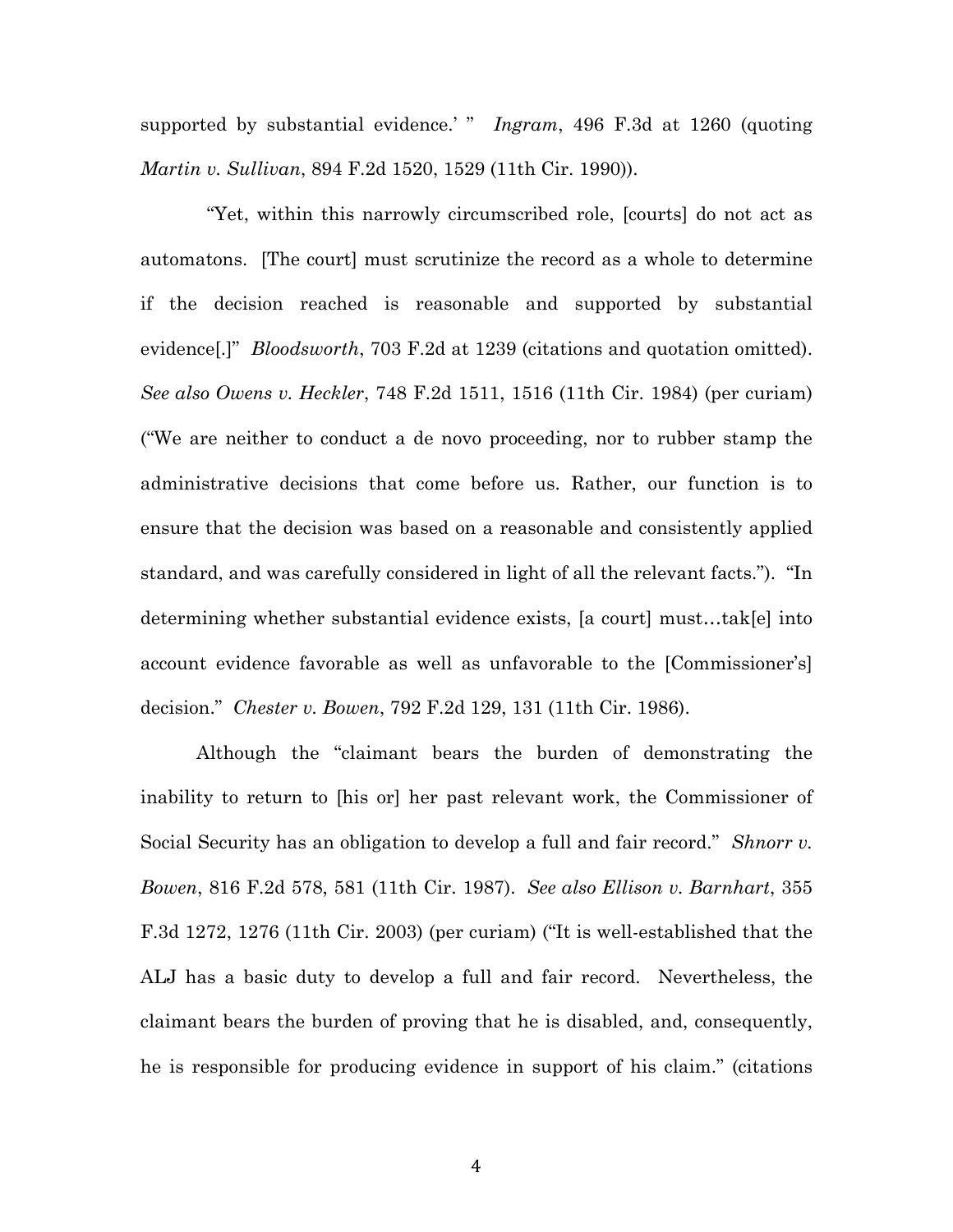supported by substantial evidence.' " *Ingram*, 496 F.3d at 1260 (quoting *Martin v. Sullivan*, 894 F.2d 1520, 1529 (11th Cir. 1990)).

"Yet, within this narrowly circumscribed role, [courts] do not act as automatons. [The court] must scrutinize the record as a whole to determine if the decision reached is reasonable and supported by substantial evidence[.]" *Bloodsworth*, 703 F.2d at 1239 (citations and quotation omitted). *See also Owens v. Heckler*, 748 F.2d 1511, 1516 (11th Cir. 1984) (per curiam) ("We are neither to conduct a de novo proceeding, nor to rubber stamp the administrative decisions that come before us. Rather, our function is to ensure that the decision was based on a reasonable and consistently applied standard, and was carefully considered in light of all the relevant facts."). "In determining whether substantial evidence exists, [a court] must…tak[e] into account evidence favorable as well as unfavorable to the [Commissioner's] decision." *Chester v. Bowen*, 792 F.2d 129, 131 (11th Cir. 1986).

Although the "claimant bears the burden of demonstrating the inability to return to [his or] her past relevant work, the Commissioner of Social Security has an obligation to develop a full and fair record." *Shnorr v. Bowen*, 816 F.2d 578, 581 (11th Cir. 1987). *See also Ellison v. Barnhart*, 355 F.3d 1272, 1276 (11th Cir. 2003) (per curiam) ("It is well-established that the ALJ has a basic duty to develop a full and fair record. Nevertheless, the claimant bears the burden of proving that he is disabled, and, consequently, he is responsible for producing evidence in support of his claim." (citations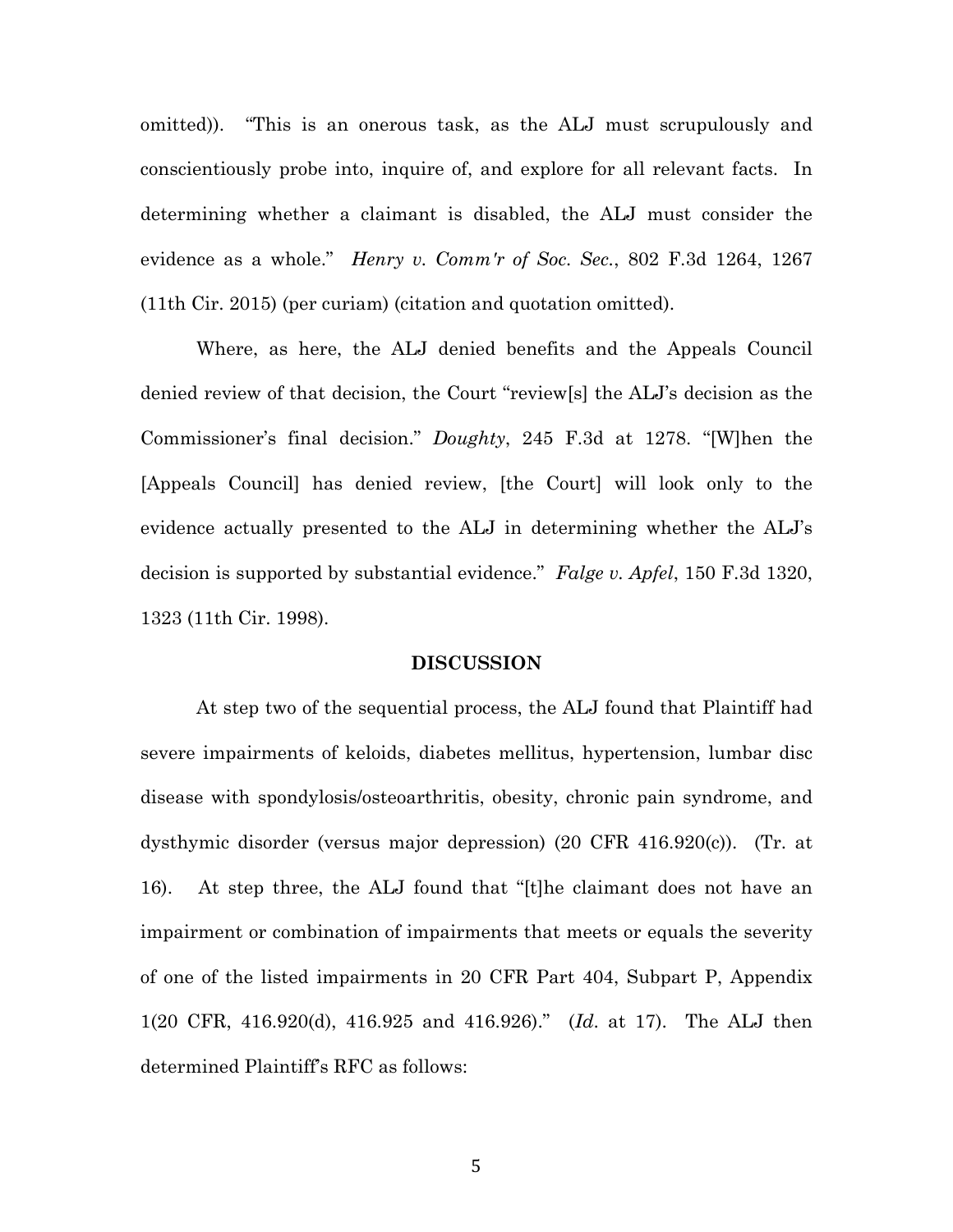omitted)). "This is an onerous task, as the ALJ must scrupulously and conscientiously probe into, inquire of, and explore for all relevant facts. In determining whether a claimant is disabled, the ALJ must consider the evidence as a whole." *Henry v. Comm'r of Soc. Sec.*, 802 F.3d 1264, 1267 (11th Cir. 2015) (per curiam) (citation and quotation omitted).

Where, as here, the ALJ denied benefits and the Appeals Council denied review of that decision, the Court "review[s] the ALJ's decision as the Commissioner's final decision." *Doughty*, 245 F.3d at 1278. "[W]hen the [Appeals Council] has denied review, [the Court] will look only to the evidence actually presented to the ALJ in determining whether the ALJ's decision is supported by substantial evidence." *Falge v. Apfel*, 150 F.3d 1320, 1323 (11th Cir. 1998).

## DISCUSSION

At step two of the sequential process, the ALJ found that Plaintiff had severe impairments of keloids, diabetes mellitus, hypertension, lumbar disc disease with spondylosis/osteoarthritis, obesity, chronic pain syndrome, and dysthymic disorder (versus major depression) (20 CFR 416.920(c)). (Tr. at 16). At step three, the ALJ found that "[t]he claimant does not have an impairment or combination of impairments that meets or equals the severity of one of the listed impairments in 20 CFR Part 404, Subpart P, Appendix 1(20 CFR, 416.920(d), 416.925 and 416.926)." (*Id*. at 17). The ALJ then determined Plaintiff's RFC as follows: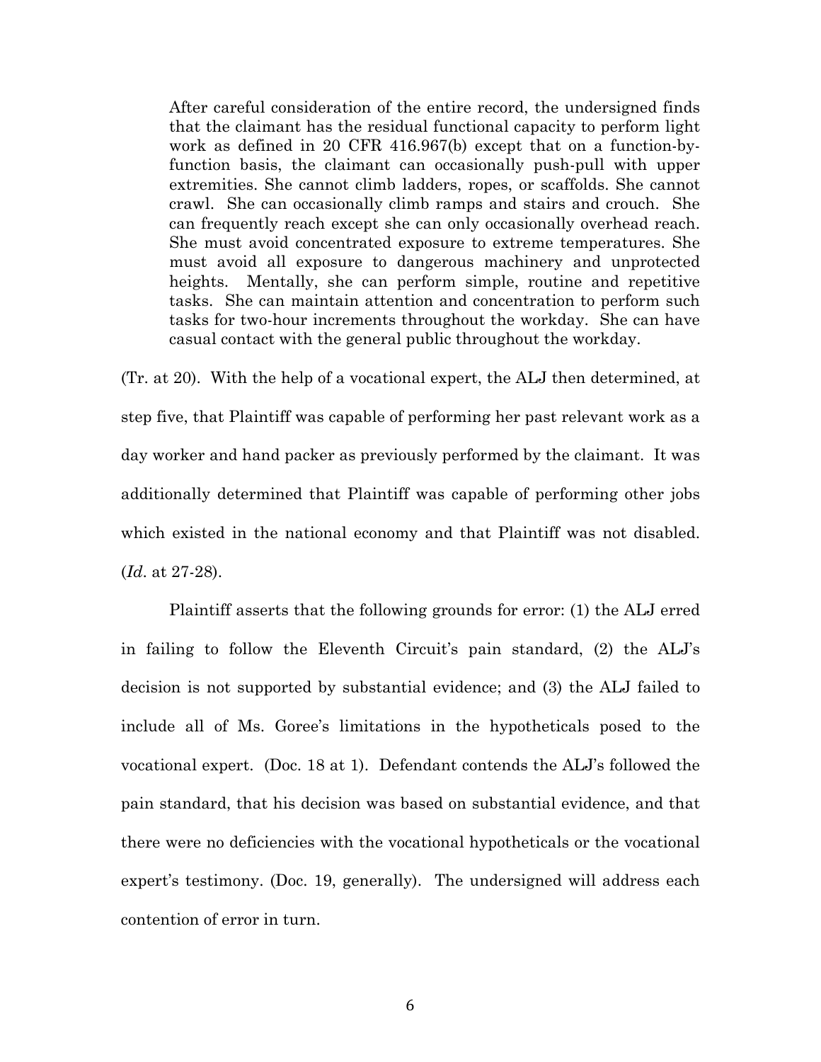> After careful consideration of the entire record, the undersigned finds that the claimant has the residual functional capacity to perform light work as defined in 20 CFR 416.967(b) except that on a function-by-function basis, the claimant can occasionally push-pull with upper extremities. She cannot climb ladders, ropes, or scaffolds. She cannot crawl. She can occasionally climb ramps and stairs and crouch. She can frequently reach except she can only occasionally overhead reach. She must avoid concentrated exposure to extreme temperatures. She must avoid all exposure to dangerous machinery and unprotected heights. Mentally, she can perform simple, routine and repetitive tasks. She can maintain attention and concentration to perform such tasks for two-hour increments throughout the workday. She can have casual contact with the general public throughout the workday.

(Tr. at 20). With the help of a vocational expert, the ALJ then determined, at step five, that Plaintiff was capable of performing her past relevant work as a day worker and hand packer as previously performed by the claimant. It was additionally determined that Plaintiff was capable of performing other jobs which existed in the national economy and that Plaintiff was not disabled. (*Id*. at 27-28).

Plaintiff asserts that the following grounds for error: (1) the ALJ erred in failing to follow the Eleventh Circuit's pain standard, (2) the ALJ's decision is not supported by substantial evidence; and (3) the ALJ failed to include all of Ms. Goree's limitations in the hypotheticals posed to the vocational expert. (Doc. 18 at 1). Defendant contends the ALJ's followed the pain standard, that his decision was based on substantial evidence, and that there were no deficiencies with the vocational hypotheticals or the vocational expert's testimony. (Doc. 19, generally). The undersigned will address each contention of error in turn.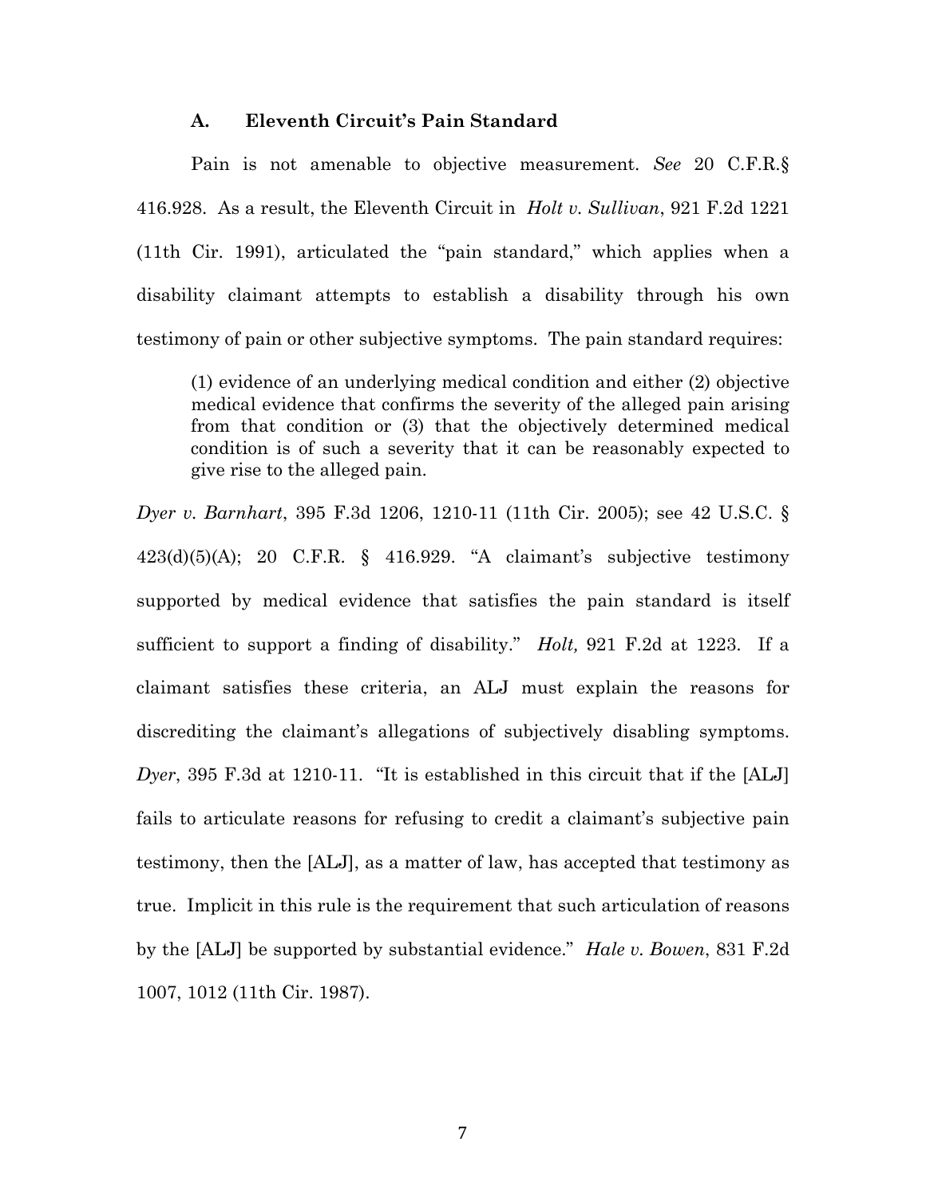### A. Eleventh Circuit's Pain Standard

Pain is not amenable to objective measurement. *See* 20 C.F.R.§ 416.928. As a result, the Eleventh Circuit in *Holt v. Sullivan*, 921 F.2d 1221 (11th Cir. 1991), articulated the "pain standard," which applies when a disability claimant attempts to establish a disability through his own testimony of pain or other subjective symptoms. The pain standard requires:

> (1) evidence of an underlying medical condition and either (2) objective medical evidence that confirms the severity of the alleged pain arising from that condition or (3) that the objectively determined medical condition is of such a severity that it can be reasonably expected to give rise to the alleged pain.

*Dyer v. Barnhart*, 395 F.3d 1206, 1210-11 (11th Cir. 2005); see 42 U.S.C. § 423(d)(5)(A); 20 C.F.R. § 416.929. "A claimant's subjective testimony supported by medical evidence that satisfies the pain standard is itself sufficient to support a finding of disability." *Holt,* 921 F.2d at 1223. If a claimant satisfies these criteria, an ALJ must explain the reasons for discrediting the claimant's allegations of subjectively disabling symptoms. *Dyer*, 395 F.3d at 1210-11. "It is established in this circuit that if the [ALJ] fails to articulate reasons for refusing to credit a claimant's subjective pain testimony, then the [ALJ], as a matter of law, has accepted that testimony as true. Implicit in this rule is the requirement that such articulation of reasons by the [ALJ] be supported by substantial evidence." *Hale v. Bowen*, 831 F.2d 1007, 1012 (11th Cir. 1987).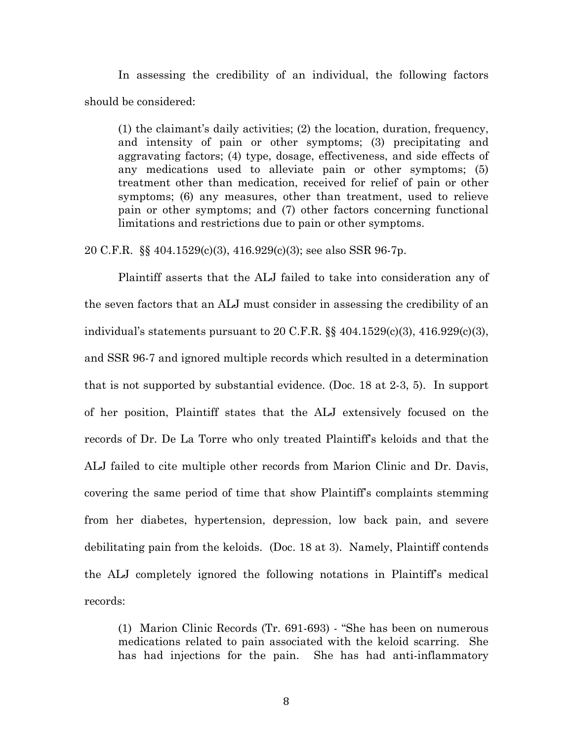In assessing the credibility of an individual, the following factors should be considered:

> (1) the claimant's daily activities; (2) the location, duration, frequency, and intensity of pain or other symptoms; (3) precipitating and aggravating factors; (4) type, dosage, effectiveness, and side effects of any medications used to alleviate pain or other symptoms; (5) treatment other than medication, received for relief of pain or other symptoms; (6) any measures, other than treatment, used to relieve pain or other symptoms; and (7) other factors concerning functional limitations and restrictions due to pain or other symptoms.

20 C.F.R. §§ 404.1529(c)(3), 416.929(c)(3); see also SSR 96-7p.

Plaintiff asserts that the ALJ failed to take into consideration any of the seven factors that an ALJ must consider in assessing the credibility of an individual's statements pursuant to 20 C.F.R. §§ 404.1529(c)(3), 416.929(c)(3), and SSR 96-7 and ignored multiple records which resulted in a determination that is not supported by substantial evidence. (Doc. 18 at 2-3, 5). In support of her position, Plaintiff states that the ALJ extensively focused on the records of Dr. De La Torre who only treated Plaintiff's keloids and that the ALJ failed to cite multiple other records from Marion Clinic and Dr. Davis, covering the same period of time that show Plaintiff's complaints stemming from her diabetes, hypertension, depression, low back pain, and severe debilitating pain from the keloids. (Doc. 18 at 3). Namely, Plaintiff contends the ALJ completely ignored the following notations in Plaintiff's medical records:

> (1) Marion Clinic Records (Tr. 691-693) - "She has been on numerous medications related to pain associated with the keloid scarring. She has had injections for the pain. She has had anti-inflammatory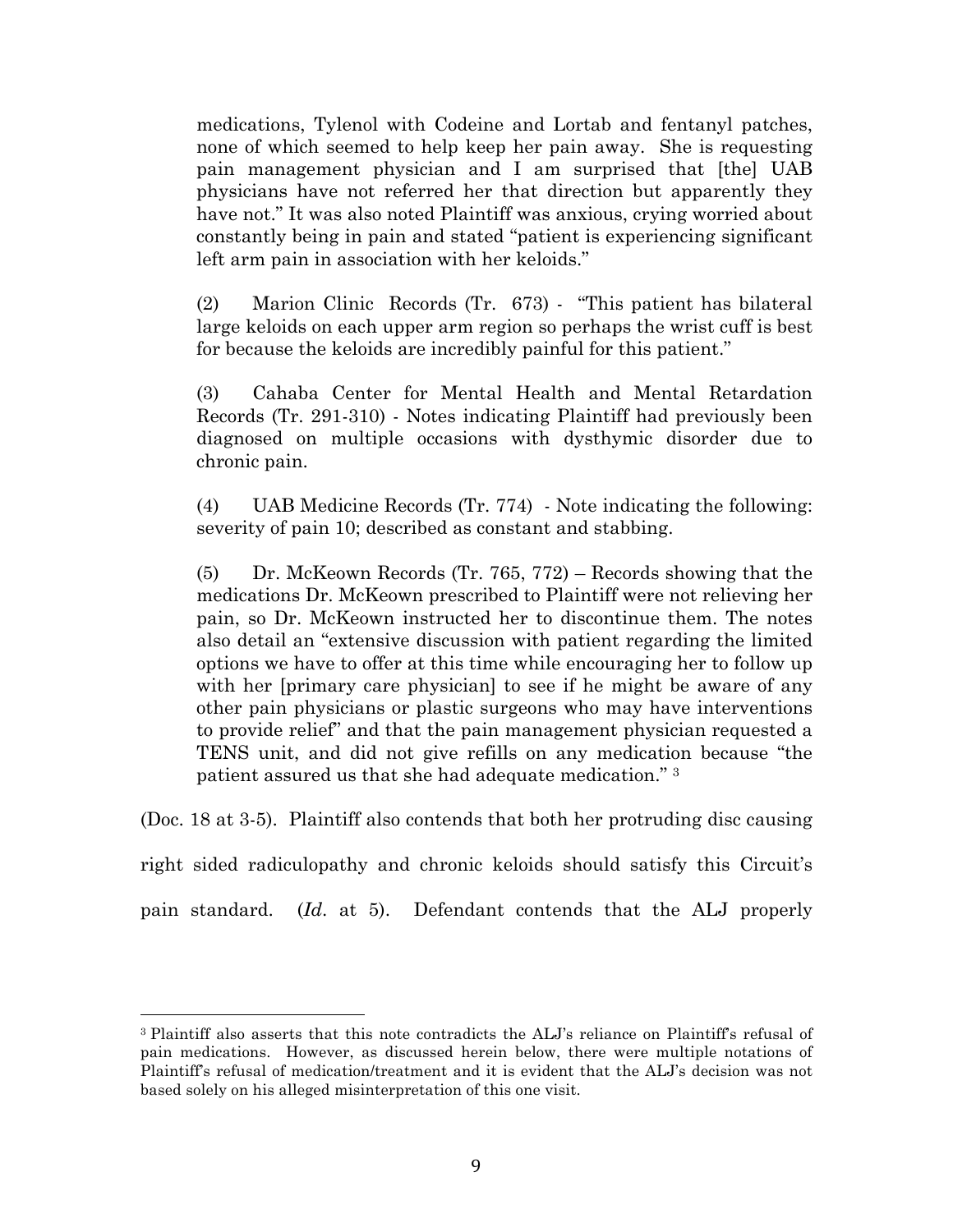medications, Tylenol with Codeine and Lortab and fentanyl patches, none of which seemed to help keep her pain away. She is requesting pain management physician and I am surprised that [the] UAB physicians have not referred her that direction but apparently they have not." It was also noted Plaintiff was anxious, crying worried about constantly being in pain and stated "patient is experiencing significant left arm pain in association with her keloids."

(2) Marion Clinic Records (Tr. 673) - "This patient has bilateral large keloids on each upper arm region so perhaps the wrist cuff is best for because the keloids are incredibly painful for this patient."

(3) Cahaba Center for Mental Health and Mental Retardation Records (Tr. 291-310) - Notes indicating Plaintiff had previously been diagnosed on multiple occasions with dysthymic disorder due to chronic pain.

(4) UAB Medicine Records (Tr. 774) - Note indicating the following: severity of pain 10; described as constant and stabbing.

(5) Dr. McKeown Records (Tr. 765, 772) – Records showing that the medications Dr. McKeown prescribed to Plaintiff were not relieving her pain, so Dr. McKeown instructed her to discontinue them. The notes also detail an "extensive discussion with patient regarding the limited options we have to offer at this time while encouraging her to follow up with her [primary care physician] to see if he might be aware of any other pain physicians or plastic surgeons who may have interventions to provide relief" and that the pain management physician requested a TENS unit, and did not give refills on any medication because "the patient assured us that she had adequate medication." [3]

(Doc. 18 at 3-5). Plaintiff also contends that both her protruding disc causing right sided radiculopathy and chronic keloids should satisfy this Circuit's pain standard. (*Id*. at 5). Defendant contends that the ALJ properly

---

[3] Plaintiff also asserts that this note contradicts the ALJ's reliance on Plaintiff's refusal of pain medications. However, as discussed herein below, there were multiple notations of Plaintiff's refusal of medication/treatment and it is evident that the ALJ's decision was not based solely on his alleged misinterpretation of this one visit.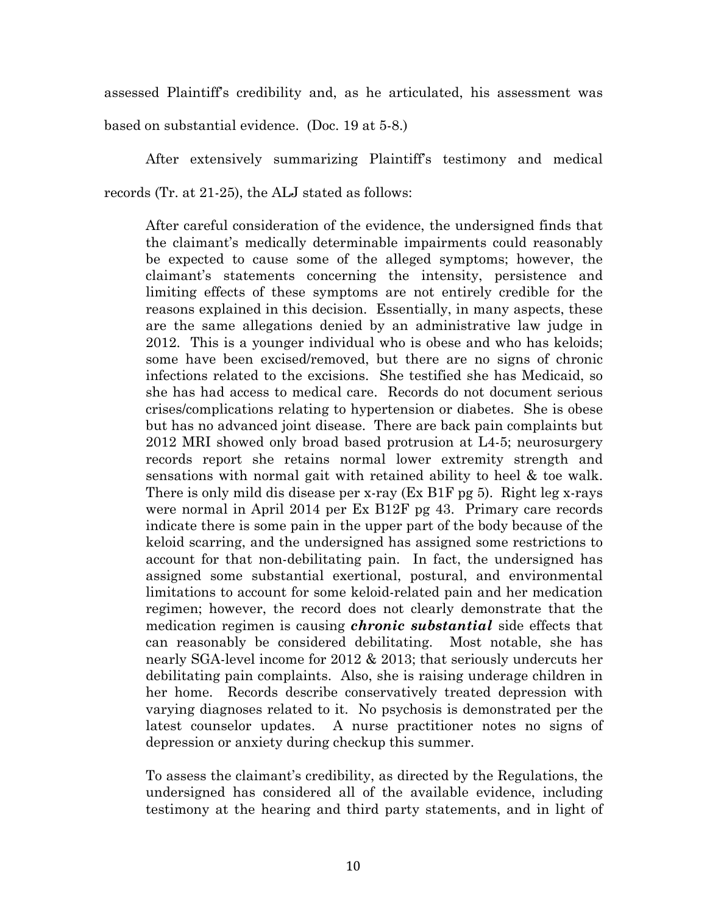assessed Plaintiff's credibility and, as he articulated, his assessment was based on substantial evidence. (Doc. 19 at 5-8.)

After extensively summarizing Plaintiff's testimony and medical records (Tr. at 21-25), the ALJ stated as follows:

> After careful consideration of the evidence, the undersigned finds that the claimant's medically determinable impairments could reasonably be expected to cause some of the alleged symptoms; however, the claimant's statements concerning the intensity, persistence and limiting effects of these symptoms are not entirely credible for the reasons explained in this decision. Essentially, in many aspects, these are the same allegations denied by an administrative law judge in 2012. This is a younger individual who is obese and who has keloids; some have been excised/removed, but there are no signs of chronic infections related to the excisions. She testified she has Medicaid, so she has had access to medical care. Records do not document serious crises/complications relating to hypertension or diabetes. She is obese but has no advanced joint disease. There are back pain complaints but 2012 MRI showed only broad based protrusion at L4-5; neurosurgery records report she retains normal lower extremity strength and sensations with normal gait with retained ability to heel & toe walk. There is only mild dis disease per x-ray (Ex B1F pg 5). Right leg x-rays were normal in April 2014 per Ex B12F pg 43. Primary care records indicate there is some pain in the upper part of the body because of the keloid scarring, and the undersigned has assigned some restrictions to account for that non-debilitating pain. In fact, the undersigned has assigned some substantial exertional, postural, and environmental limitations to account for some keloid-related pain and her medication regimen; however, the record does not clearly demonstrate that the medication regimen is causing ***chronic substantial*** side effects that can reasonably be considered debilitating. Most notable, she has nearly SGA-level income for 2012 & 2013; that seriously undercuts her debilitating pain complaints. Also, she is raising underage children in her home. Records describe conservatively treated depression with varying diagnoses related to it. No psychosis is demonstrated per the latest counselor updates. A nurse practitioner notes no signs of depression or anxiety during checkup this summer.
>
> To assess the claimant's credibility, as directed by the Regulations, the undersigned has considered all of the available evidence, including testimony at the hearing and third party statements, and in light of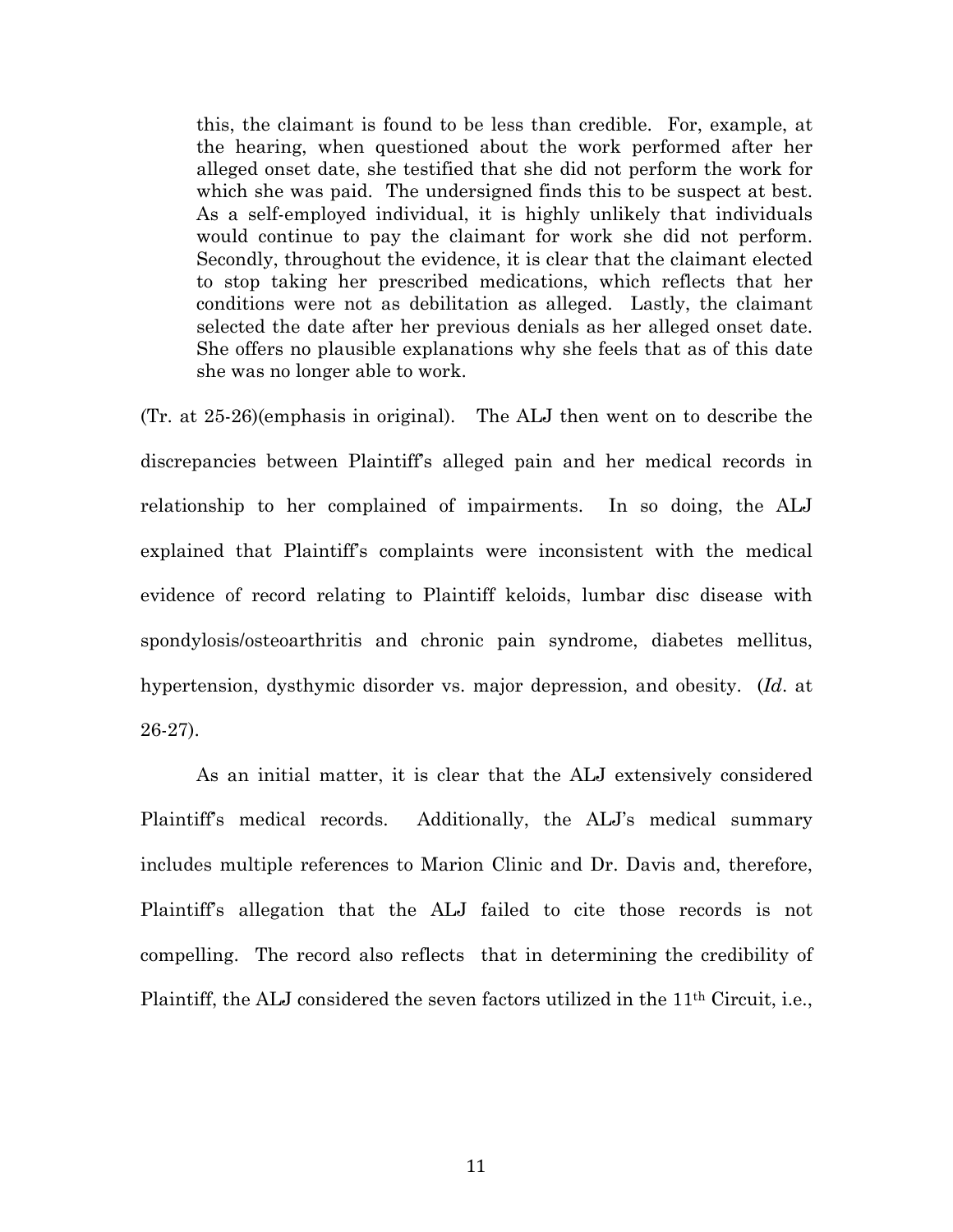> this, the claimant is found to be less than credible. For, example, at the hearing, when questioned about the work performed after her alleged onset date, she testified that she did not perform the work for which she was paid. The undersigned finds this to be suspect at best. As a self-employed individual, it is highly unlikely that individuals would continue to pay the claimant for work she did not perform. Secondly, throughout the evidence, it is clear that the claimant elected to stop taking her prescribed medications, which reflects that her conditions were not as debilitation as alleged. Lastly, the claimant selected the date after her previous denials as her alleged onset date. She offers no plausible explanations why she feels that as of this date she was no longer able to work.

(Tr. at 25-26)(emphasis in original). The ALJ then went on to describe the discrepancies between Plaintiff's alleged pain and her medical records in relationship to her complained of impairments. In so doing, the ALJ explained that Plaintiff's complaints were inconsistent with the medical evidence of record relating to Plaintiff keloids, lumbar disc disease with spondylosis/osteoarthritis and chronic pain syndrome, diabetes mellitus, hypertension, dysthymic disorder vs. major depression, and obesity. (*Id*. at 26-27).

As an initial matter, it is clear that the ALJ extensively considered Plaintiff's medical records. Additionally, the ALJ's medical summary includes multiple references to Marion Clinic and Dr. Davis and, therefore, Plaintiff's allegation that the ALJ failed to cite those records is not compelling. The record also reflects that in determining the credibility of Plaintiff, the ALJ considered the seven factors utilized in the 11th Circuit, i.e.,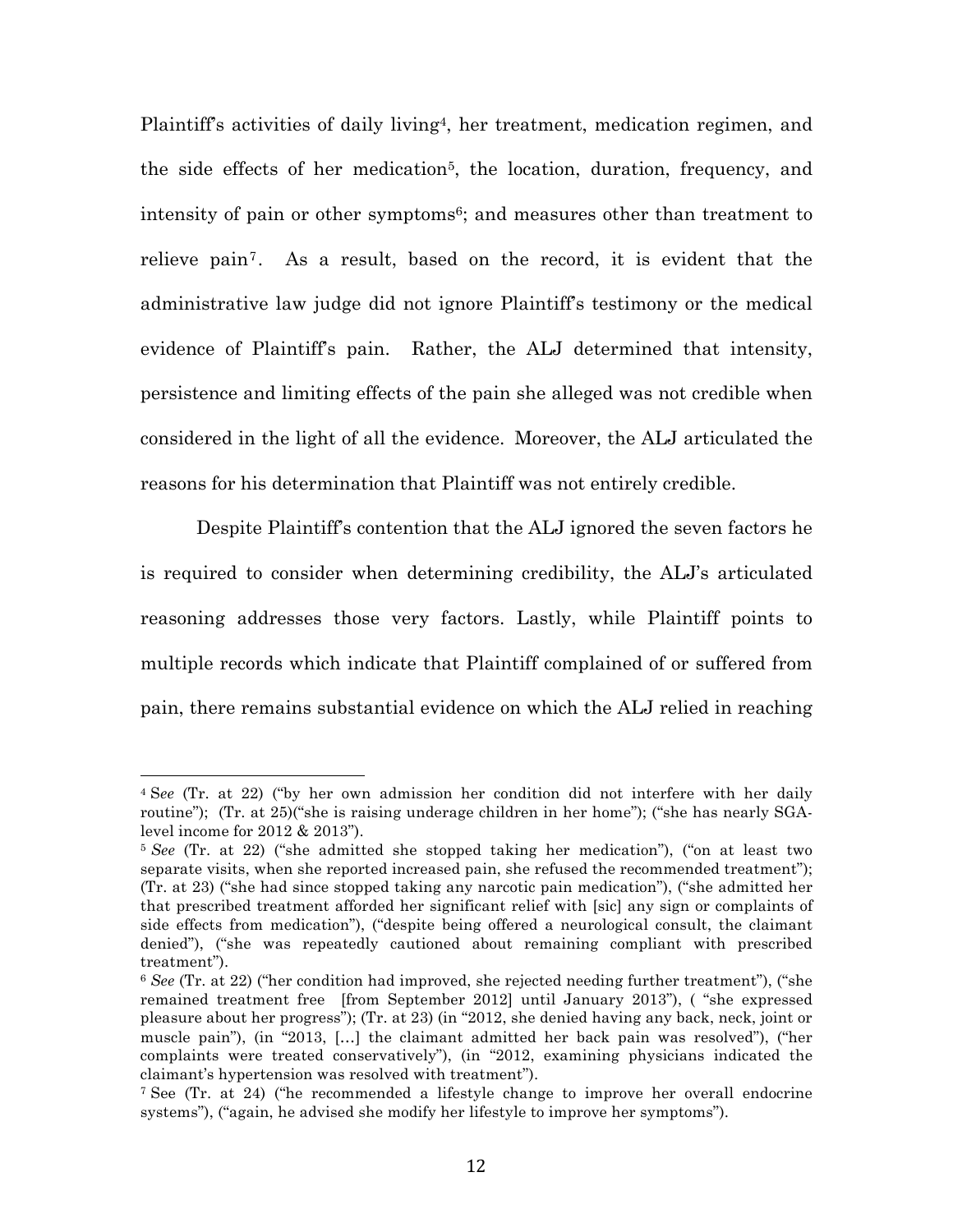Plaintiff's activities of daily living[4], her treatment, medication regimen, and the side effects of her medication[5], the location, duration, frequency, and intensity of pain or other symptoms[6]; and measures other than treatment to relieve pain[7]. As a result, based on the record, it is evident that the administrative law judge did not ignore Plaintiff's testimony or the medical evidence of Plaintiff's pain. Rather, the ALJ determined that intensity, persistence and limiting effects of the pain she alleged was not credible when considered in the light of all the evidence. Moreover, the ALJ articulated the reasons for his determination that Plaintiff was not entirely credible.

Despite Plaintiff's contention that the ALJ ignored the seven factors he is required to consider when determining credibility, the ALJ's articulated reasoning addresses those very factors. Lastly, while Plaintiff points to multiple records which indicate that Plaintiff complained of or suffered from pain, there remains substantial evidence on which the ALJ relied in reaching

---

[4] S*ee* (Tr. at 22) ("by her own admission her condition did not interfere with her daily routine"); (Tr. at 25)("she is raising underage children in her home"); ("she has nearly SGA-level income for 2012 & 2013").

[5] *See* (Tr. at 22) ("she admitted she stopped taking her medication"), ("on at least two separate visits, when she reported increased pain, she refused the recommended treatment"); (Tr. at 23) ("she had since stopped taking any narcotic pain medication"), ("she admitted her that prescribed treatment afforded her significant relief with [sic] any sign or complaints of side effects from medication"), ("despite being offered a neurological consult, the claimant denied"), ("she was repeatedly cautioned about remaining compliant with prescribed treatment").

[6] *See* (Tr. at 22) ("her condition had improved, she rejected needing further treatment"), ("she remained treatment free [from September 2012] until January 2013"), ( "she expressed pleasure about her progress"); (Tr. at 23) (in "2012, she denied having any back, neck, joint or muscle pain"), (in "2013, [...] the claimant admitted her back pain was resolved"), ("her complaints were treated conservatively"), (in "2012, examining physicians indicated the claimant's hypertension was resolved with treatment").

[7] See (Tr. at 24) ("he recommended a lifestyle change to improve her overall endocrine systems"), ("again, he advised she modify her lifestyle to improve her symptoms").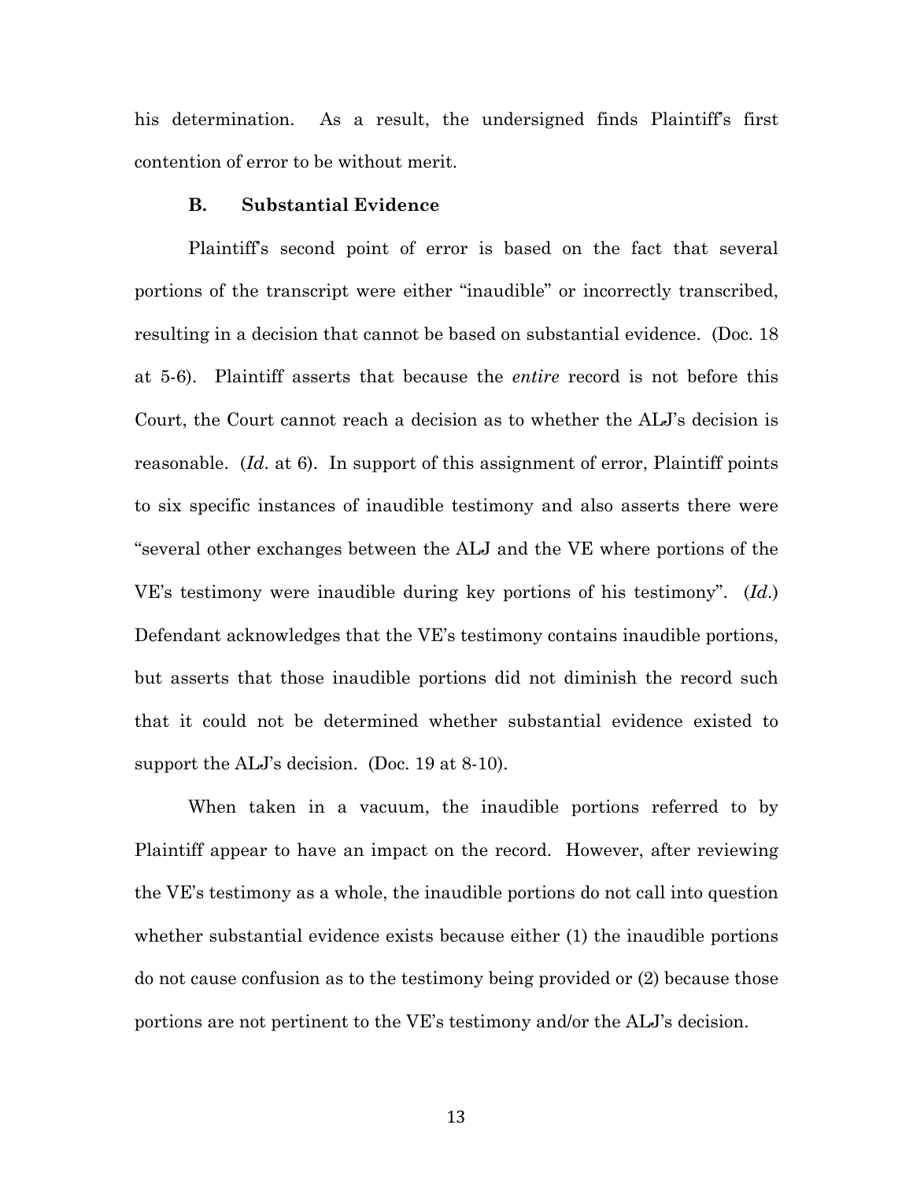his determination. As a result, the undersigned finds Plaintiff's first contention of error to be without merit.

### B. Substantial Evidence

Plaintiff's second point of error is based on the fact that several portions of the transcript were either "inaudible" or incorrectly transcribed, resulting in a decision that cannot be based on substantial evidence. (Doc. 18 at 5-6). Plaintiff asserts that because the *entire* record is not before this Court, the Court cannot reach a decision as to whether the ALJ's decision is reasonable. (*Id*. at 6). In support of this assignment of error, Plaintiff points to six specific instances of inaudible testimony and also asserts there were "several other exchanges between the ALJ and the VE where portions of the VE's testimony were inaudible during key portions of his testimony". (*Id*.) Defendant acknowledges that the VE's testimony contains inaudible portions, but asserts that those inaudible portions did not diminish the record such that it could not be determined whether substantial evidence existed to support the ALJ's decision. (Doc. 19 at 8-10).

When taken in a vacuum, the inaudible portions referred to by Plaintiff appear to have an impact on the record. However, after reviewing the VE's testimony as a whole, the inaudible portions do not call into question whether substantial evidence exists because either (1) the inaudible portions do not cause confusion as to the testimony being provided or (2) because those portions are not pertinent to the VE's testimony and/or the ALJ's decision.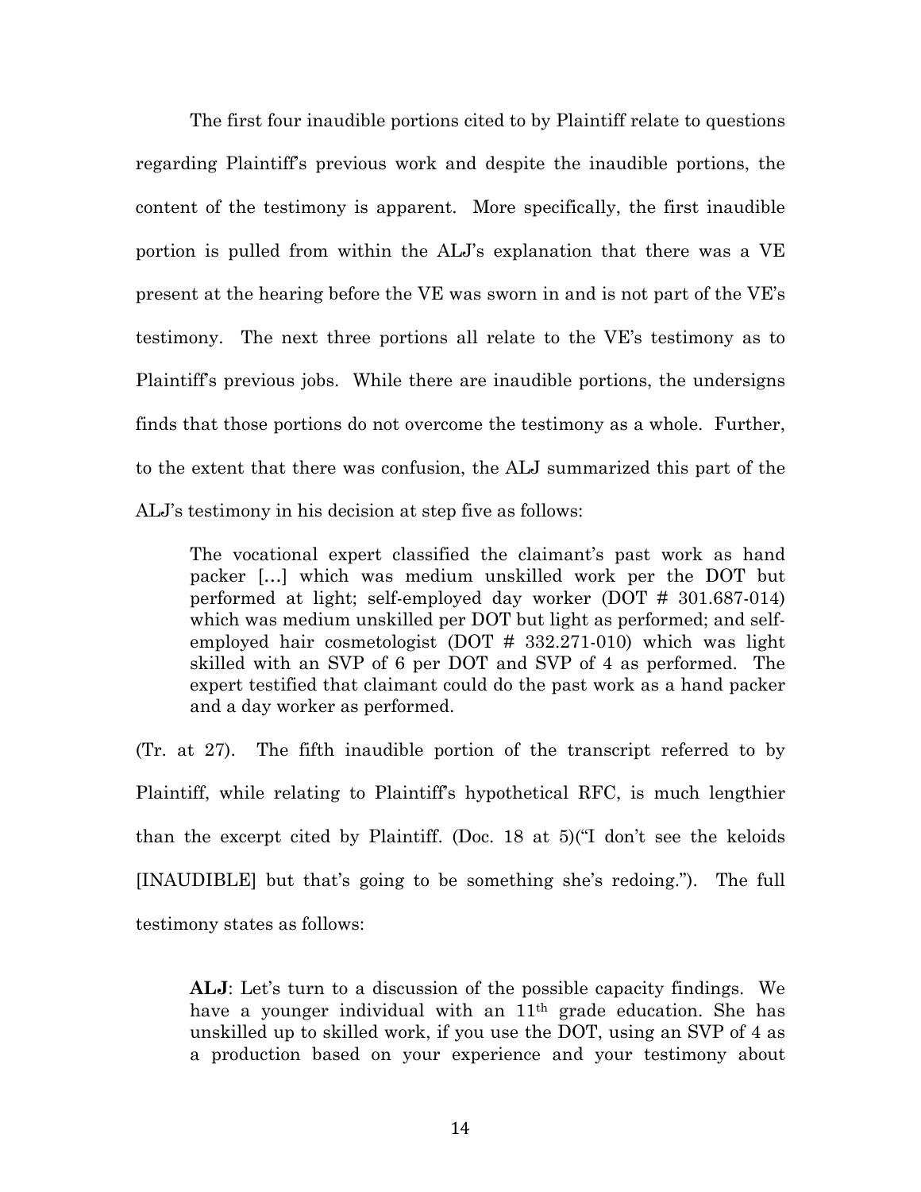The first four inaudible portions cited to by Plaintiff relate to questions regarding Plaintiff's previous work and despite the inaudible portions, the content of the testimony is apparent. More specifically, the first inaudible portion is pulled from within the ALJ's explanation that there was a VE present at the hearing before the VE was sworn in and is not part of the VE's testimony. The next three portions all relate to the VE's testimony as to Plaintiff's previous jobs. While there are inaudible portions, the undersigns finds that those portions do not overcome the testimony as a whole. Further, to the extent that there was confusion, the ALJ summarized this part of the ALJ's testimony in his decision at step five as follows:

> The vocational expert classified the claimant's past work as hand packer […] which was medium unskilled work per the DOT but performed at light; self-employed day worker (DOT # 301.687-014) which was medium unskilled per DOT but light as performed; and self-employed hair cosmetologist (DOT # 332.271-010) which was light skilled with an SVP of 6 per DOT and SVP of 4 as performed. The expert testified that claimant could do the past work as a hand packer and a day worker as performed.

(Tr. at 27). The fifth inaudible portion of the transcript referred to by Plaintiff, while relating to Plaintiff's hypothetical RFC, is much lengthier than the excerpt cited by Plaintiff. (Doc. 18 at 5)("I don't see the keloids [INAUDIBLE] but that's going to be something she's redoing."). The full testimony states as follows:

> **ALJ**: Let's turn to a discussion of the possible capacity findings. We have a younger individual with an 11th grade education. She has unskilled up to skilled work, if you use the DOT, using an SVP of 4 as a production based on your experience and your testimony about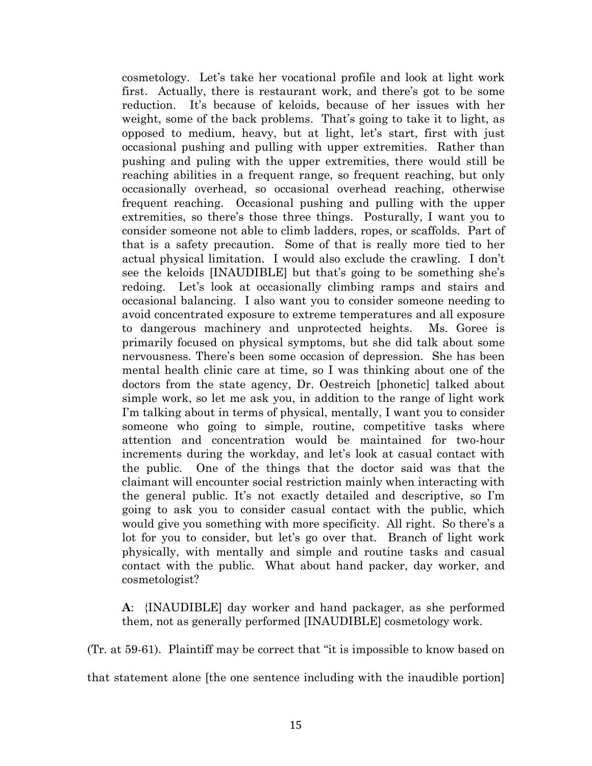cosmetology. Let's take her vocational profile and look at light work first. Actually, there is restaurant work, and there's got to be some reduction. It's because of keloids, because of her issues with her weight, some of the back problems. That's going to take it to light, as opposed to medium, heavy, but at light, let's start, first with just occasional pushing and pulling with upper extremities. Rather than pushing and puling with the upper extremities, there would still be reaching abilities in a frequent range, so frequent reaching, but only occasionally overhead, so occasional overhead reaching, otherwise frequent reaching. Occasional pushing and pulling with the upper extremities, so there's those three things. Posturally, I want you to consider someone not able to climb ladders, ropes, or scaffolds. Part of that is a safety precaution. Some of that is really more tied to her actual physical limitation. I would also exclude the crawling. I don't see the keloids [INAUDIBLE] but that's going to be something she's redoing. Let's look at occasionally climbing ramps and stairs and occasional balancing. I also want you to consider someone needing to avoid concentrated exposure to extreme temperatures and all exposure to dangerous machinery and unprotected heights. Ms. Goree is primarily focused on physical symptoms, but she did talk about some nervousness. There's been some occasion of depression. She has been mental health clinic care at time, so I was thinking about one of the doctors from the state agency, Dr. Oestreich [phonetic] talked about simple work, so let me ask you, in addition to the range of light work I'm talking about in terms of physical, mentally, I want you to consider someone who going to simple, routine, competitive tasks where attention and concentration would be maintained for two-hour increments during the workday, and let's look at casual contact with the public. One of the things that the doctor said was that the claimant will encounter social restriction mainly when interacting with the general public. It's not exactly detailed and descriptive, so I'm going to ask you to consider casual contact with the public, which would give you something with more specificity. All right. So there's a lot for you to consider, but let's go over that. Branch of light work physically, with mentally and simple and routine tasks and casual contact with the public. What about hand packer, day worker, and cosmetologist?

**A**: {INAUDIBLE] day worker and hand packager, as she performed them, not as generally performed [INAUDIBLE] cosmetology work.

(Tr. at 59-61). Plaintiff may be correct that "it is impossible to know based on that statement alone [the one sentence including with the inaudible portion]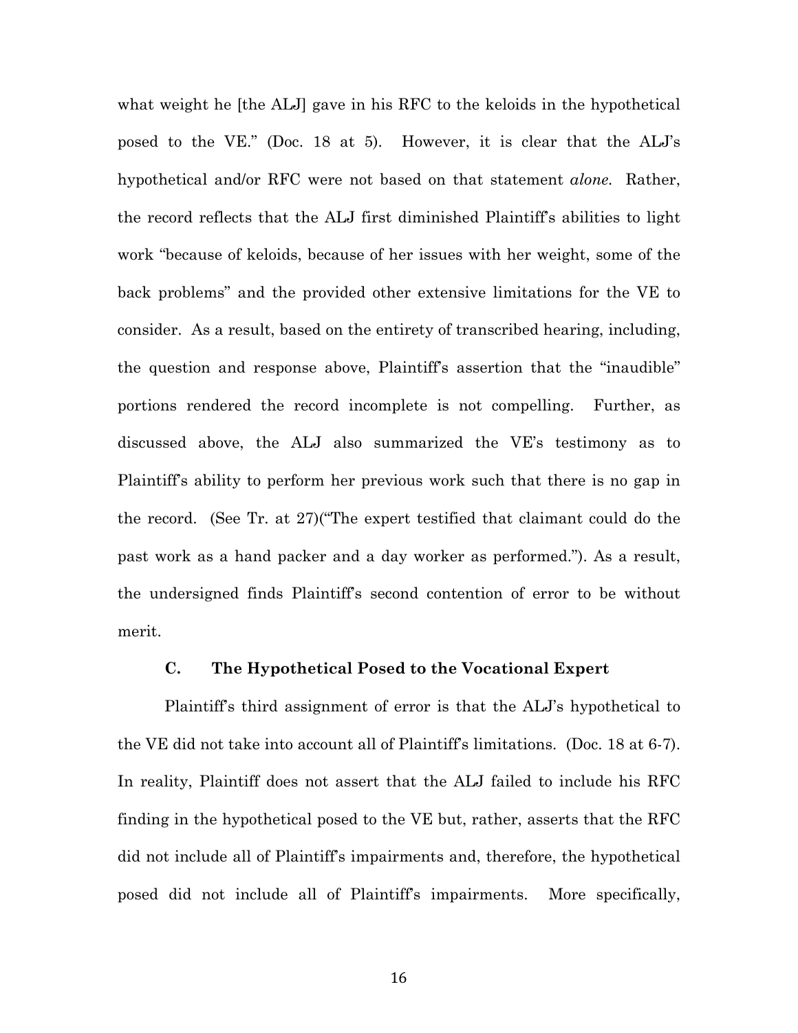what weight he [the ALJ] gave in his RFC to the keloids in the hypothetical posed to the VE." (Doc. 18 at 5). However, it is clear that the ALJ's hypothetical and/or RFC were not based on that statement *alone*. Rather, the record reflects that the ALJ first diminished Plaintiff's abilities to light work "because of keloids, because of her issues with her weight, some of the back problems" and the provided other extensive limitations for the VE to consider. As a result, based on the entirety of transcribed hearing, including, the question and response above, Plaintiff's assertion that the "inaudible" portions rendered the record incomplete is not compelling. Further, as discussed above, the ALJ also summarized the VE's testimony as to Plaintiff's ability to perform her previous work such that there is no gap in the record. (See Tr. at 27)("The expert testified that claimant could do the past work as a hand packer and a day worker as performed."). As a result, the undersigned finds Plaintiff's second contention of error to be without merit.

### C. The Hypothetical Posed to the Vocational Expert

Plaintiff's third assignment of error is that the ALJ's hypothetical to the VE did not take into account all of Plaintiff's limitations. (Doc. 18 at 6-7). In reality, Plaintiff does not assert that the ALJ failed to include his RFC finding in the hypothetical posed to the VE but, rather, asserts that the RFC did not include all of Plaintiff's impairments and, therefore, the hypothetical posed did not include all of Plaintiff's impairments. More specifically,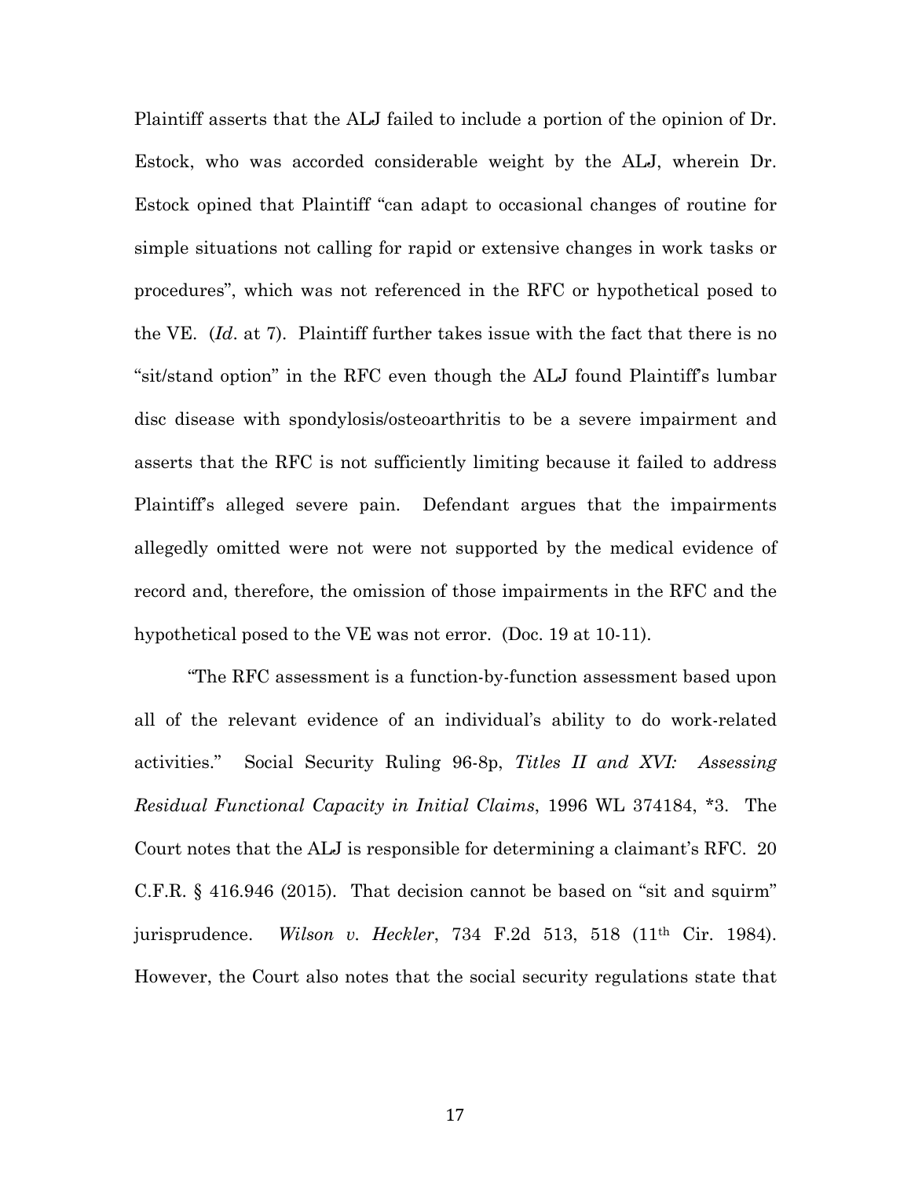Plaintiff asserts that the ALJ failed to include a portion of the opinion of Dr. Estock, who was accorded considerable weight by the ALJ, wherein Dr. Estock opined that Plaintiff "can adapt to occasional changes of routine for simple situations not calling for rapid or extensive changes in work tasks or procedures", which was not referenced in the RFC or hypothetical posed to the VE. (*Id*. at 7). Plaintiff further takes issue with the fact that there is no "sit/stand option" in the RFC even though the ALJ found Plaintiff's lumbar disc disease with spondylosis/osteoarthritis to be a severe impairment and asserts that the RFC is not sufficiently limiting because it failed to address Plaintiff's alleged severe pain. Defendant argues that the impairments allegedly omitted were not were not supported by the medical evidence of record and, therefore, the omission of those impairments in the RFC and the hypothetical posed to the VE was not error. (Doc. 19 at 10-11).

"The RFC assessment is a function-by-function assessment based upon all of the relevant evidence of an individual's ability to do work-related activities." Social Security Ruling 96-8p, *Titles II and XVI: Assessing Residual Functional Capacity in Initial Claims*, 1996 WL 374184, *3. The Court notes that the ALJ is responsible for determining a claimant's RFC. 20 C.F.R. § 416.946 (2015). That decision cannot be based on "sit and squirm" jurisprudence. *Wilson v. Heckler*, 734 F.2d 513, 518 (11th Cir. 1984). However, the Court also notes that the social security regulations state that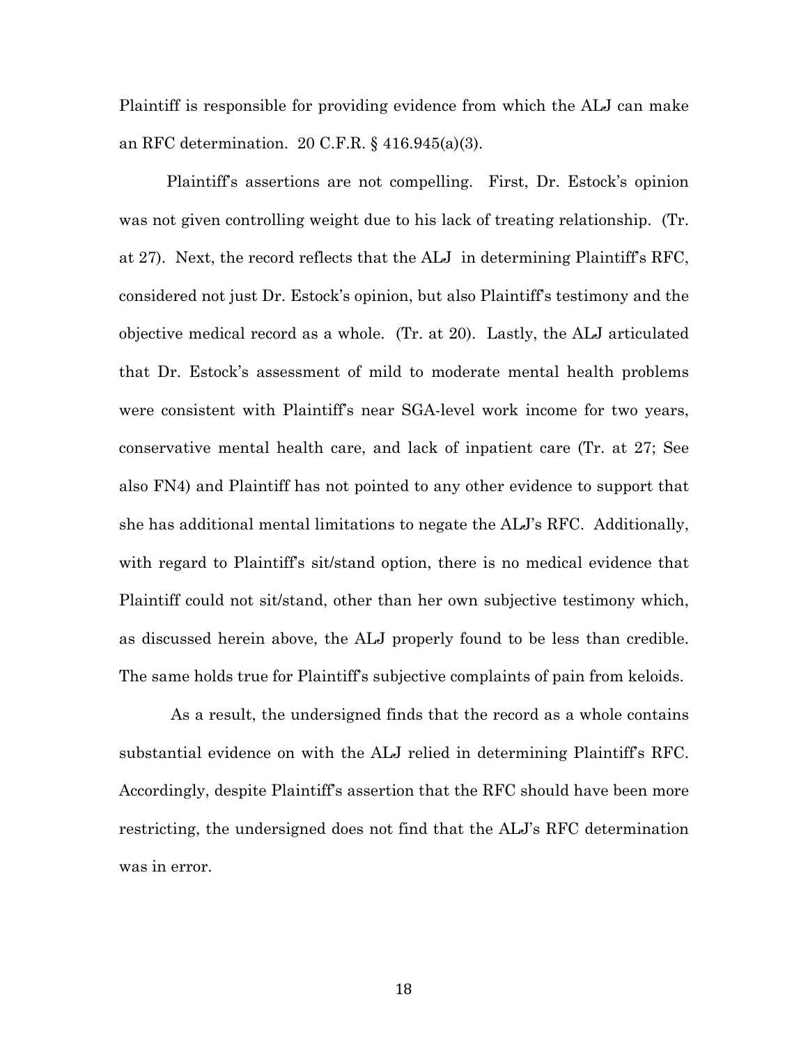Plaintiff is responsible for providing evidence from which the ALJ can make an RFC determination. 20 C.F.R. § 416.945(a)(3).

Plaintiff's assertions are not compelling. First, Dr. Estock's opinion was not given controlling weight due to his lack of treating relationship. (Tr. at 27). Next, the record reflects that the ALJ in determining Plaintiff's RFC, considered not just Dr. Estock's opinion, but also Plaintiff's testimony and the objective medical record as a whole. (Tr. at 20). Lastly, the ALJ articulated that Dr. Estock's assessment of mild to moderate mental health problems were consistent with Plaintiff's near SGA-level work income for two years, conservative mental health care, and lack of inpatient care (Tr. at 27; See also FN4) and Plaintiff has not pointed to any other evidence to support that she has additional mental limitations to negate the ALJ's RFC. Additionally, with regard to Plaintiff's sit/stand option, there is no medical evidence that Plaintiff could not sit/stand, other than her own subjective testimony which, as discussed herein above, the ALJ properly found to be less than credible. The same holds true for Plaintiff's subjective complaints of pain from keloids.

As a result, the undersigned finds that the record as a whole contains substantial evidence on with the ALJ relied in determining Plaintiff's RFC. Accordingly, despite Plaintiff's assertion that the RFC should have been more restricting, the undersigned does not find that the ALJ's RFC determination was in error.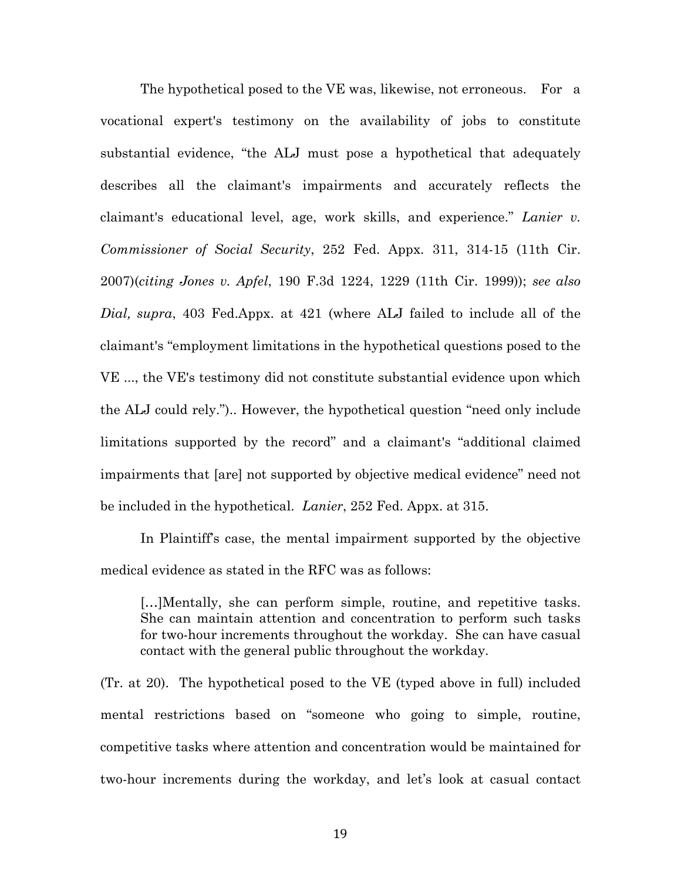The hypothetical posed to the VE was, likewise, not erroneous. For a vocational expert's testimony on the availability of jobs to constitute substantial evidence, "the ALJ must pose a hypothetical that adequately describes all the claimant's impairments and accurately reflects the claimant's educational level, age, work skills, and experience." *Lanier v. Commissioner of Social Security*, 252 Fed. Appx. 311, 314-15 (11th Cir. 2007)(*citing Jones v. Apfel*, 190 F.3d 1224, 1229 (11th Cir. 1999)); *see also Dial, supra*, 403 Fed.Appx. at 421 (where ALJ failed to include all of the claimant's "employment limitations in the hypothetical questions posed to the VE ..., the VE's testimony did not constitute substantial evidence upon which the ALJ could rely.").. However, the hypothetical question "need only include limitations supported by the record" and a claimant's "additional claimed impairments that [are] not supported by objective medical evidence" need not be included in the hypothetical. *Lanier*, 252 Fed. Appx. at 315.

In Plaintiff's case, the mental impairment supported by the objective medical evidence as stated in the RFC was as follows:

> […]Mentally, she can perform simple, routine, and repetitive tasks. She can maintain attention and concentration to perform such tasks for two-hour increments throughout the workday. She can have casual contact with the general public throughout the workday.

(Tr. at 20). The hypothetical posed to the VE (typed above in full) included mental restrictions based on "someone who going to simple, routine, competitive tasks where attention and concentration would be maintained for two-hour increments during the workday, and let's look at casual contact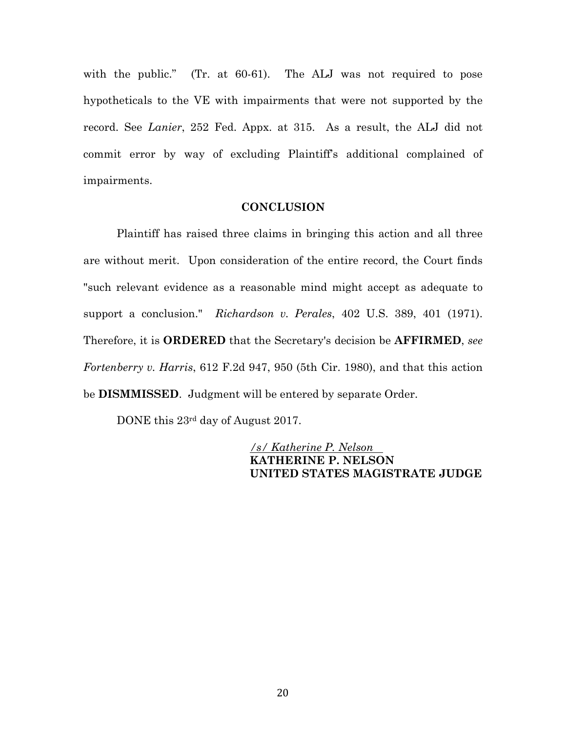with the public." (Tr. at 60-61). The ALJ was not required to pose hypotheticals to the VE with impairments that were not supported by the record. See *Lanier*, 252 Fed. Appx. at 315. As a result, the ALJ did not commit error by way of excluding Plaintiff's additional complained of impairments.

## CONCLUSION

Plaintiff has raised three claims in bringing this action and all three are without merit. Upon consideration of the entire record, the Court finds "such relevant evidence as a reasonable mind might accept as adequate to support a conclusion." *Richardson v. Perales*, 402 U.S. 389, 401 (1971). Therefore, it is **ORDERED** that the Secretary's decision be **AFFIRMED**, *see Fortenberry v. Harris*, 612 F.2d 947, 950 (5th Cir. 1980), and that this action be **DISMMISSED**. Judgment will be entered by separate Order.

DONE this 23rd day of August 2017.

*/s/ Katherine P. Nelson*
**KATHERINE P. NELSON**
**UNITED STATES MAGISTRATE JUDGE**